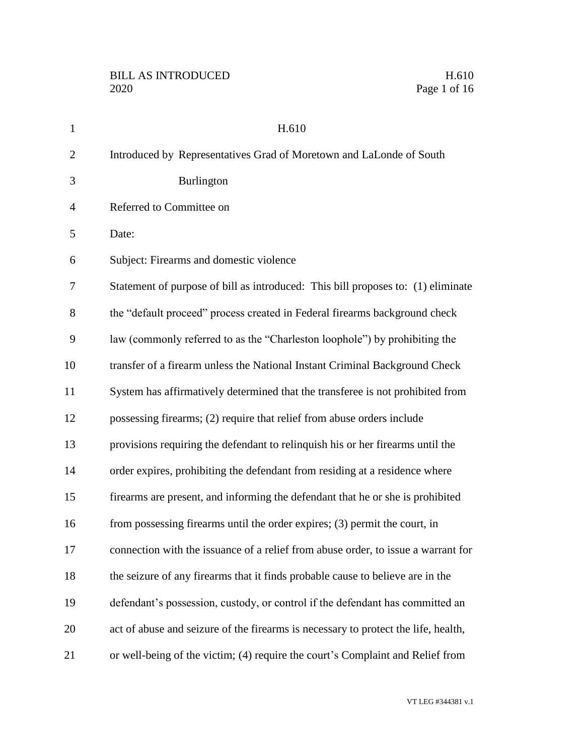# H.610

Introduced by Representatives Grad of Moretown and LaLonde of South Burlington

Referred to Committee on

Date:

Subject: Firearms and domestic violence

Statement of purpose of bill as introduced: This bill proposes to: (1) eliminate the "default proceed" process created in Federal firearms background check law (commonly referred to as the "Charleston loophole") by prohibiting the transfer of a firearm unless the National Instant Criminal Background Check System has affirmatively determined that the transferee is not prohibited from possessing firearms; (2) require that relief from abuse orders include provisions requiring the defendant to relinquish his or her firearms until the order expires, prohibiting the defendant from residing at a residence where firearms are present, and informing the defendant that he or she is prohibited from possessing firearms until the order expires; (3) permit the court, in connection with the issuance of a relief from abuse order, to issue a warrant for the seizure of any firearms that it finds probable cause to believe are in the defendant's possession, custody, or control if the defendant has committed an act of abuse and seizure of the firearms is necessary to protect the life, health, or well-being of the victim; (4) require the court's Complaint and Relief from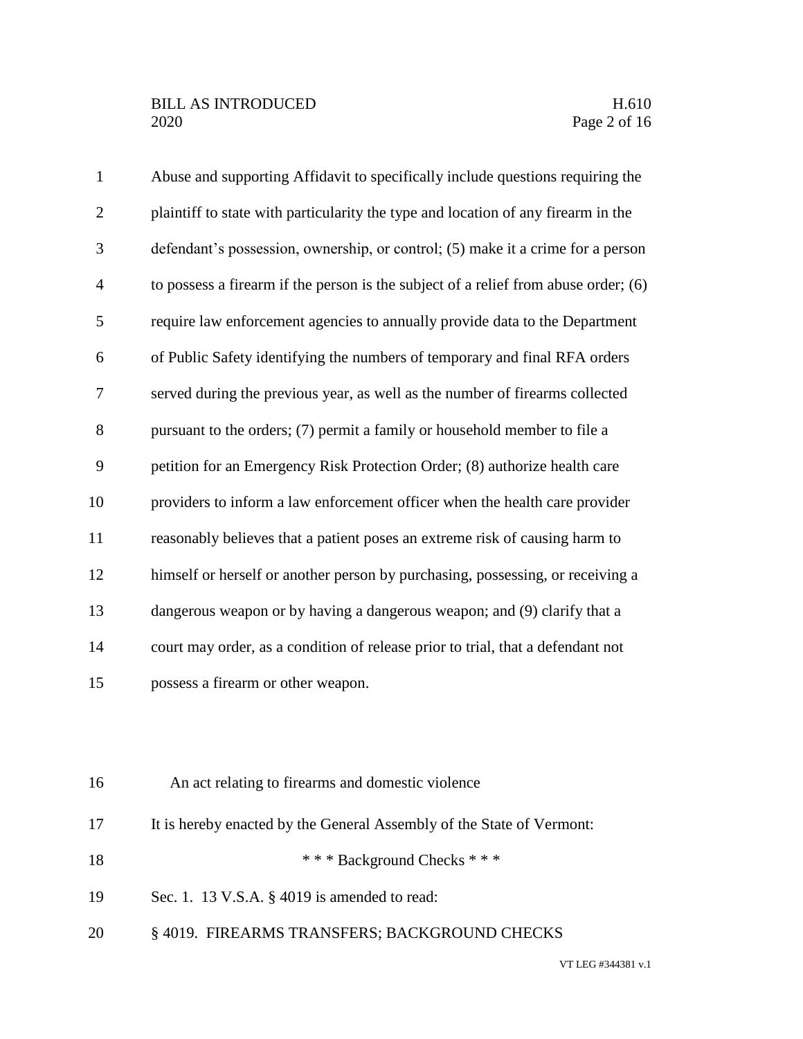Abuse and supporting Affidavit to specifically include questions requiring the plaintiff to state with particularity the type and location of any firearm in the defendant's possession, ownership, or control; (5) make it a crime for a person to possess a firearm if the person is the subject of a relief from abuse order; (6) require law enforcement agencies to annually provide data to the Department of Public Safety identifying the numbers of temporary and final RFA orders served during the previous year, as well as the number of firearms collected pursuant to the orders; (7) permit a family or household member to file a petition for an Emergency Risk Protection Order; (8) authorize health care providers to inform a law enforcement officer when the health care provider reasonably believes that a patient poses an extreme risk of causing harm to himself or herself or another person by purchasing, possessing, or receiving a dangerous weapon or by having a dangerous weapon; and (9) clarify that a court may order, as a condition of release prior to trial, that a defendant not possess a firearm or other weapon.

An act relating to firearms and domestic violence

It is hereby enacted by the General Assembly of the State of Vermont:

\* \* \* Background Checks \* \* \*

Sec. 1. 13 V.S.A. § 4019 is amended to read:

§ 4019. FIREARMS TRANSFERS; BACKGROUND CHECKS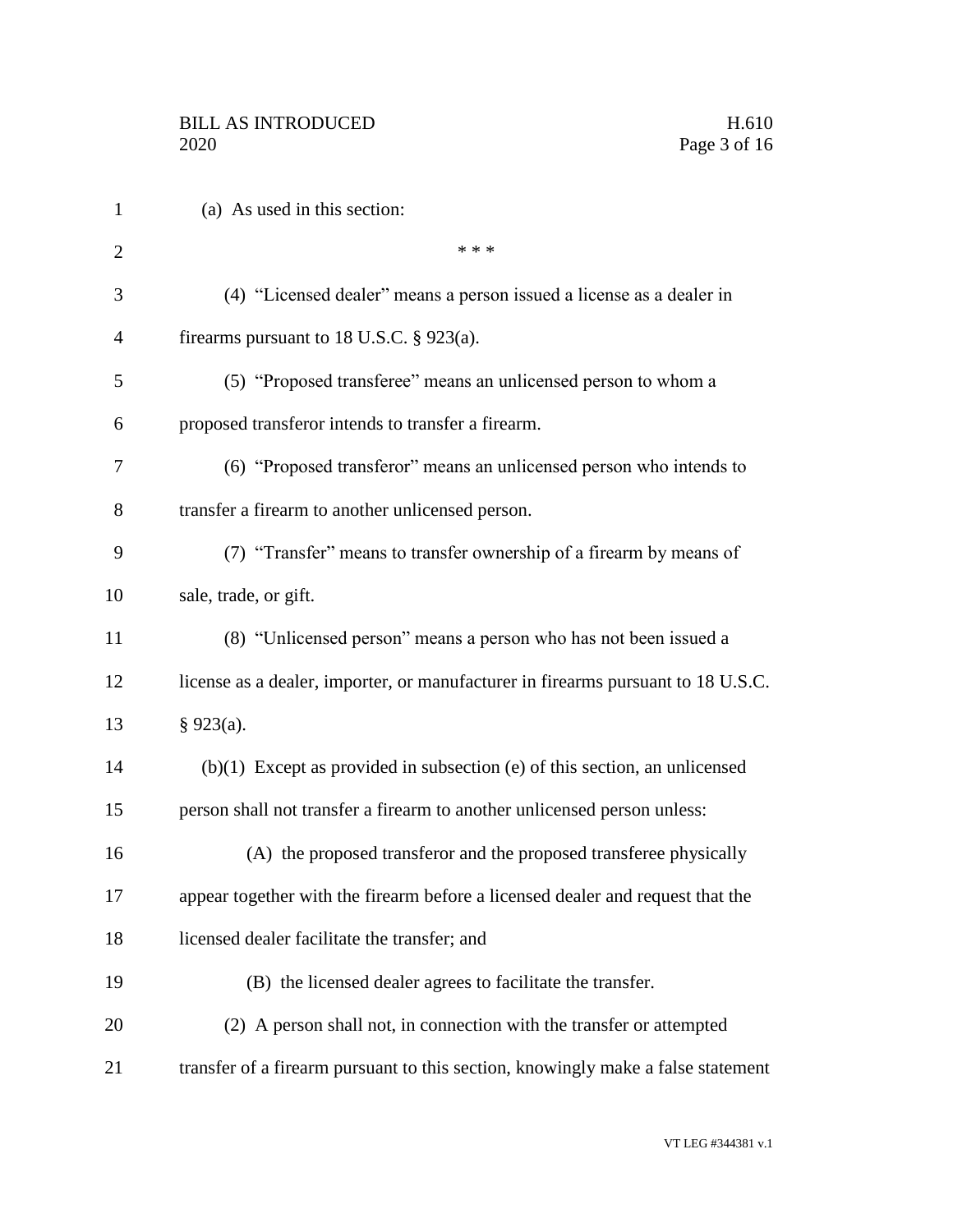(a) As used in this section:

\* \* \*

(4) "Licensed dealer" means a person issued a license as a dealer in firearms pursuant to 18 U.S.C. § 923(a).

(5) "Proposed transferee" means an unlicensed person to whom a proposed transferor intends to transfer a firearm.

(6) "Proposed transferor" means an unlicensed person who intends to transfer a firearm to another unlicensed person.

(7) "Transfer" means to transfer ownership of a firearm by means of sale, trade, or gift.

(8) "Unlicensed person" means a person who has not been issued a license as a dealer, importer, or manufacturer in firearms pursuant to 18 U.S.C. § 923(a).

(b)(1) Except as provided in subsection (e) of this section, an unlicensed person shall not transfer a firearm to another unlicensed person unless:

(A) the proposed transferor and the proposed transferee physically appear together with the firearm before a licensed dealer and request that the licensed dealer facilitate the transfer; and

(B) the licensed dealer agrees to facilitate the transfer.

(2) A person shall not, in connection with the transfer or attempted transfer of a firearm pursuant to this section, knowingly make a false statement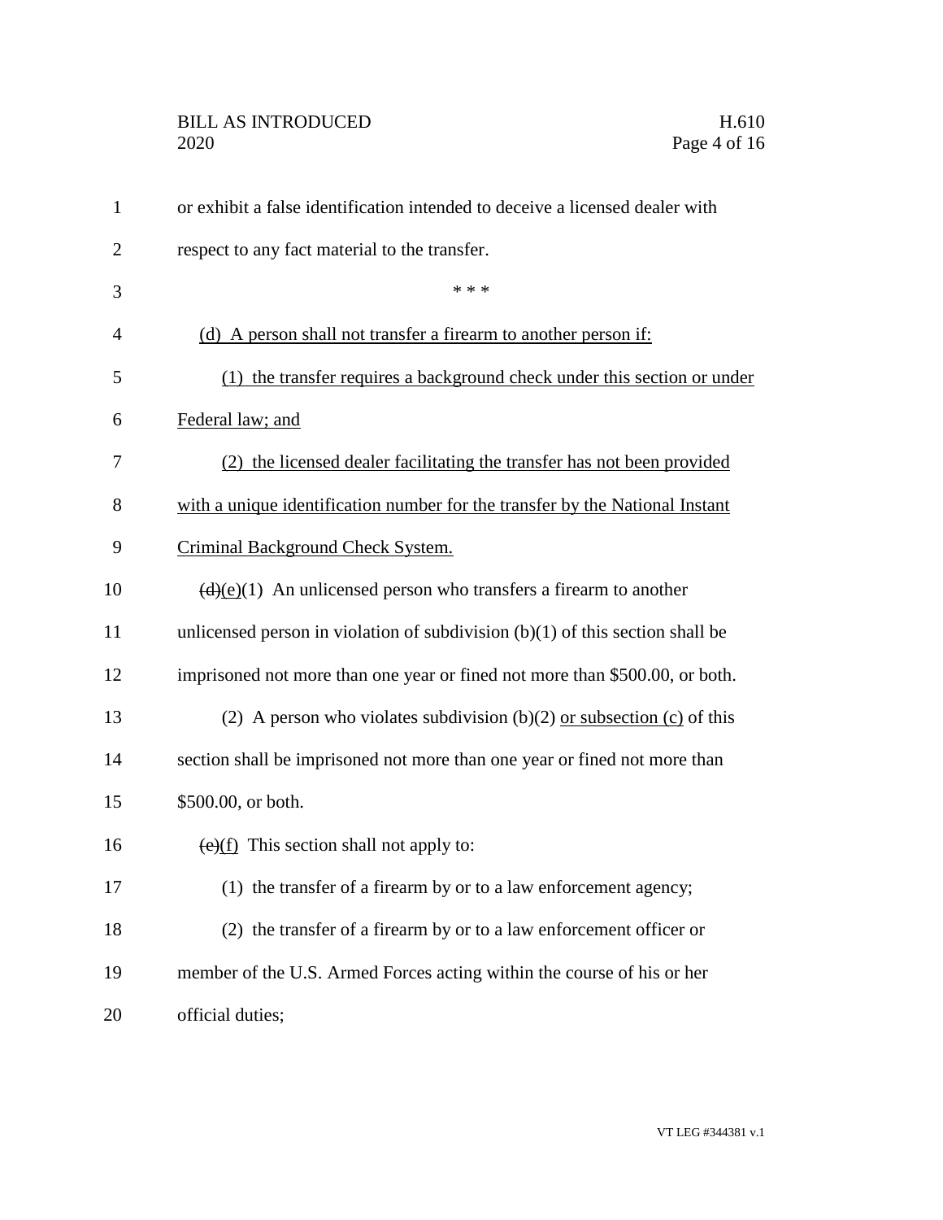or exhibit a false identification intended to deceive a licensed dealer with respect to any fact material to the transfer.

\* \* \*

<u>(d) A person shall not transfer a firearm to another person if:</u>

<u>(1) the transfer requires a background check under this section or under Federal law; and</u>

<u>(2) the licensed dealer facilitating the transfer has not been provided with a unique identification number for the transfer by the National Instant Criminal Background Check System.</u>

~~(d)~~<u>(e)</u>(1) An unlicensed person who transfers a firearm to another unlicensed person in violation of subdivision (b)(1) of this section shall be imprisoned not more than one year or fined not more than $500.00, or both.

(2) A person who violates subdivision (b)(2) <u>or subsection (c)</u> of this section shall be imprisoned not more than one year or fined not more than $500.00, or both.

~~(e)~~<u>(f)</u> This section shall not apply to:

(1) the transfer of a firearm by or to a law enforcement agency;

(2) the transfer of a firearm by or to a law enforcement officer or member of the U.S. Armed Forces acting within the course of his or her official duties;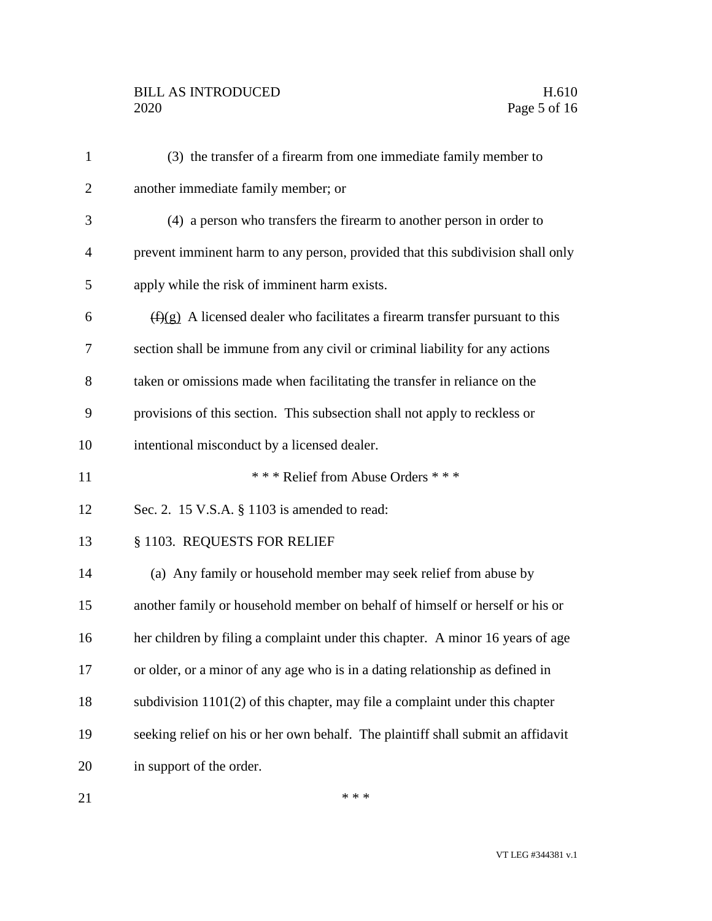(3) the transfer of a firearm from one immediate family member to another immediate family member; or

(4) a person who transfers the firearm to another person in order to prevent imminent harm to any person, provided that this subdivision shall only apply while the risk of imminent harm exists.

~~(f)~~(g) A licensed dealer who facilitates a firearm transfer pursuant to this section shall be immune from any civil or criminal liability for any actions taken or omissions made when facilitating the transfer in reliance on the provisions of this section. This subsection shall not apply to reckless or intentional misconduct by a licensed dealer.

\* \* \* Relief from Abuse Orders \* \* \*

Sec. 2. 15 V.S.A. § 1103 is amended to read:

§ 1103. REQUESTS FOR RELIEF

(a) Any family or household member may seek relief from abuse by another family or household member on behalf of himself or herself or his or her children by filing a complaint under this chapter. A minor 16 years of age or older, or a minor of any age who is in a dating relationship as defined in subdivision 1101(2) of this chapter, may file a complaint under this chapter seeking relief on his or her own behalf. The plaintiff shall submit an affidavit in support of the order.

\* \* \*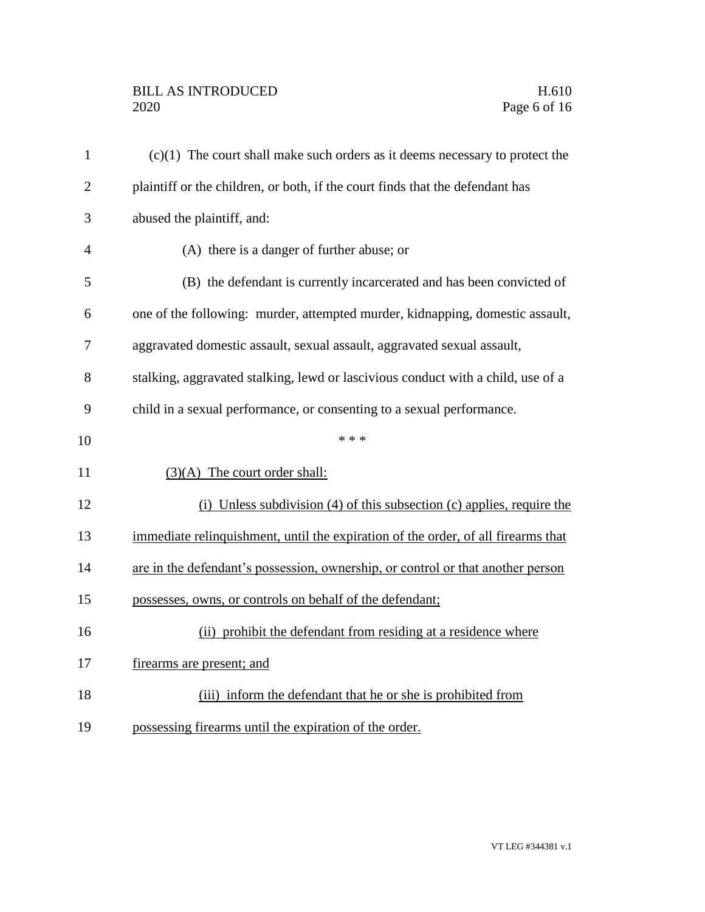(c)(1) The court shall make such orders as it deems necessary to protect the plaintiff or the children, or both, if the court finds that the defendant has abused the plaintiff, and:

(A) there is a danger of further abuse; or

(B) the defendant is currently incarcerated and has been convicted of one of the following: murder, attempted murder, kidnapping, domestic assault, aggravated domestic assault, sexual assault, aggravated sexual assault, stalking, aggravated stalking, lewd or lascivious conduct with a child, use of a child in a sexual performance, or consenting to a sexual performance.

\* \* \*

<u>(3)(A) The court order shall:</u>

<u>(i) Unless subdivision (4) of this subsection (c) applies, require the immediate relinquishment, until the expiration of the order, of all firearms that are in the defendant's possession, ownership, or control or that another person possesses, owns, or controls on behalf of the defendant;</u>

<u>(ii) prohibit the defendant from residing at a residence where firearms are present; and</u>

<u>(iii) inform the defendant that he or she is prohibited from possessing firearms until the expiration of the order.</u>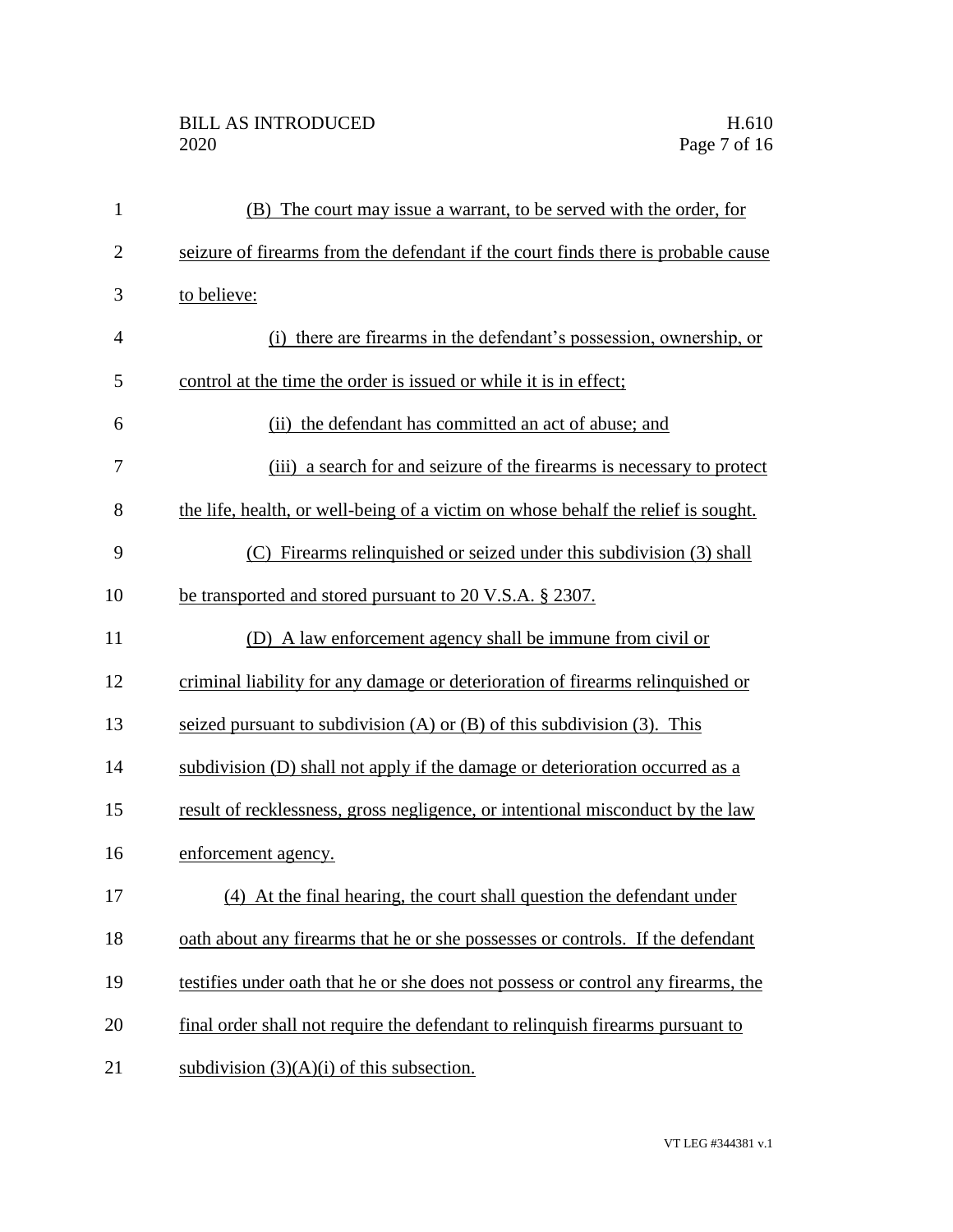(B) The court may issue a warrant, to be served with the order, for seizure of firearms from the defendant if the court finds there is probable cause to believe:

(i) there are firearms in the defendant's possession, ownership, or control at the time the order is issued or while it is in effect;

(ii) the defendant has committed an act of abuse; and

(iii) a search for and seizure of the firearms is necessary to protect the life, health, or well-being of a victim on whose behalf the relief is sought.

(C) Firearms relinquished or seized under this subdivision (3) shall be transported and stored pursuant to 20 V.S.A. § 2307.

(D) A law enforcement agency shall be immune from civil or criminal liability for any damage or deterioration of firearms relinquished or seized pursuant to subdivision (A) or (B) of this subdivision (3). This subdivision (D) shall not apply if the damage or deterioration occurred as a result of recklessness, gross negligence, or intentional misconduct by the law enforcement agency.

(4) At the final hearing, the court shall question the defendant under oath about any firearms that he or she possesses or controls. If the defendant testifies under oath that he or she does not possess or control any firearms, the final order shall not require the defendant to relinquish firearms pursuant to subdivision (3)(A)(i) of this subsection.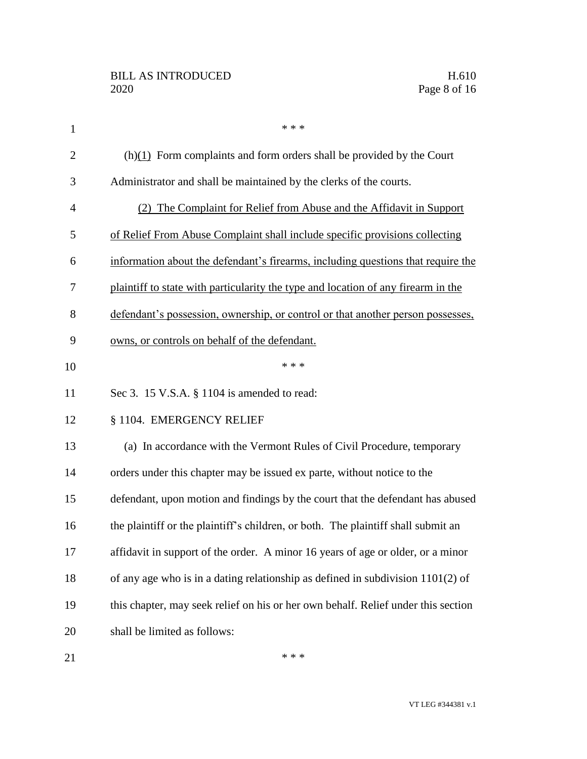\* \* \*

(h)(1) Form complaints and form orders shall be provided by the Court Administrator and shall be maintained by the clerks of the courts.

(2) The Complaint for Relief from Abuse and the Affidavit in Support of Relief From Abuse Complaint shall include specific provisions collecting information about the defendant's firearms, including questions that require the plaintiff to state with particularity the type and location of any firearm in the defendant's possession, ownership, or control or that another person possesses, owns, or controls on behalf of the defendant.

\* \* \*

Sec 3. 15 V.S.A. § 1104 is amended to read:

§ 1104. EMERGENCY RELIEF

(a) In accordance with the Vermont Rules of Civil Procedure, temporary orders under this chapter may be issued ex parte, without notice to the defendant, upon motion and findings by the court that the defendant has abused the plaintiff or the plaintiff's children, or both. The plaintiff shall submit an affidavit in support of the order. A minor 16 years of age or older, or a minor of any age who is in a dating relationship as defined in subdivision 1101(2) of this chapter, may seek relief on his or her own behalf. Relief under this section shall be limited as follows:

\* \* \*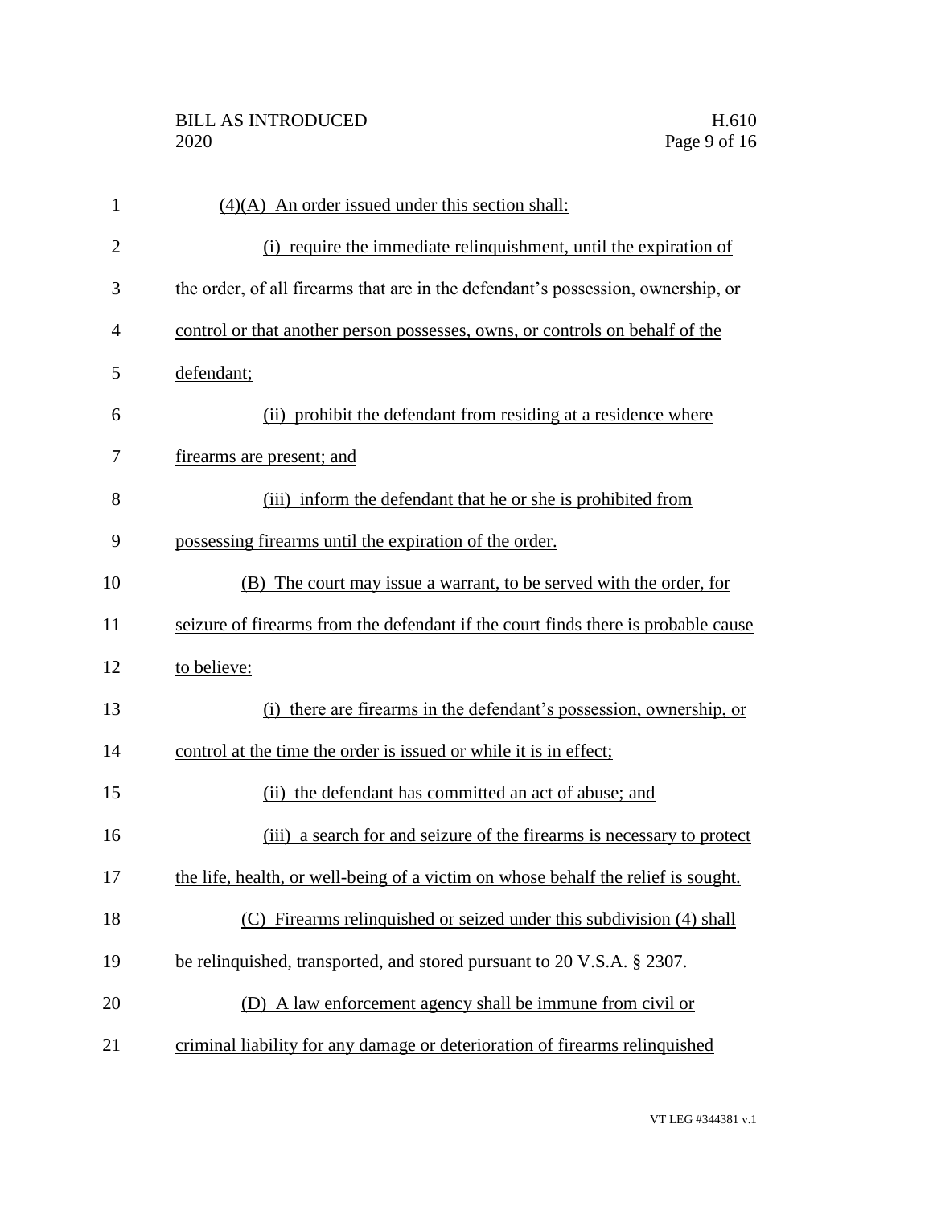(4)(A) An order issued under this section shall:

(i) require the immediate relinquishment, until the expiration of the order, of all firearms that are in the defendant's possession, ownership, or control or that another person possesses, owns, or controls on behalf of the defendant;

(ii) prohibit the defendant from residing at a residence where firearms are present; and

(iii) inform the defendant that he or she is prohibited from possessing firearms until the expiration of the order.

(B) The court may issue a warrant, to be served with the order, for seizure of firearms from the defendant if the court finds there is probable cause to believe:

(i) there are firearms in the defendant's possession, ownership, or control at the time the order is issued or while it is in effect;

(ii) the defendant has committed an act of abuse; and

(iii) a search for and seizure of the firearms is necessary to protect the life, health, or well-being of a victim on whose behalf the relief is sought.

(C) Firearms relinquished or seized under this subdivision (4) shall be relinquished, transported, and stored pursuant to 20 V.S.A. § 2307.

(D) A law enforcement agency shall be immune from civil or criminal liability for any damage or deterioration of firearms relinquished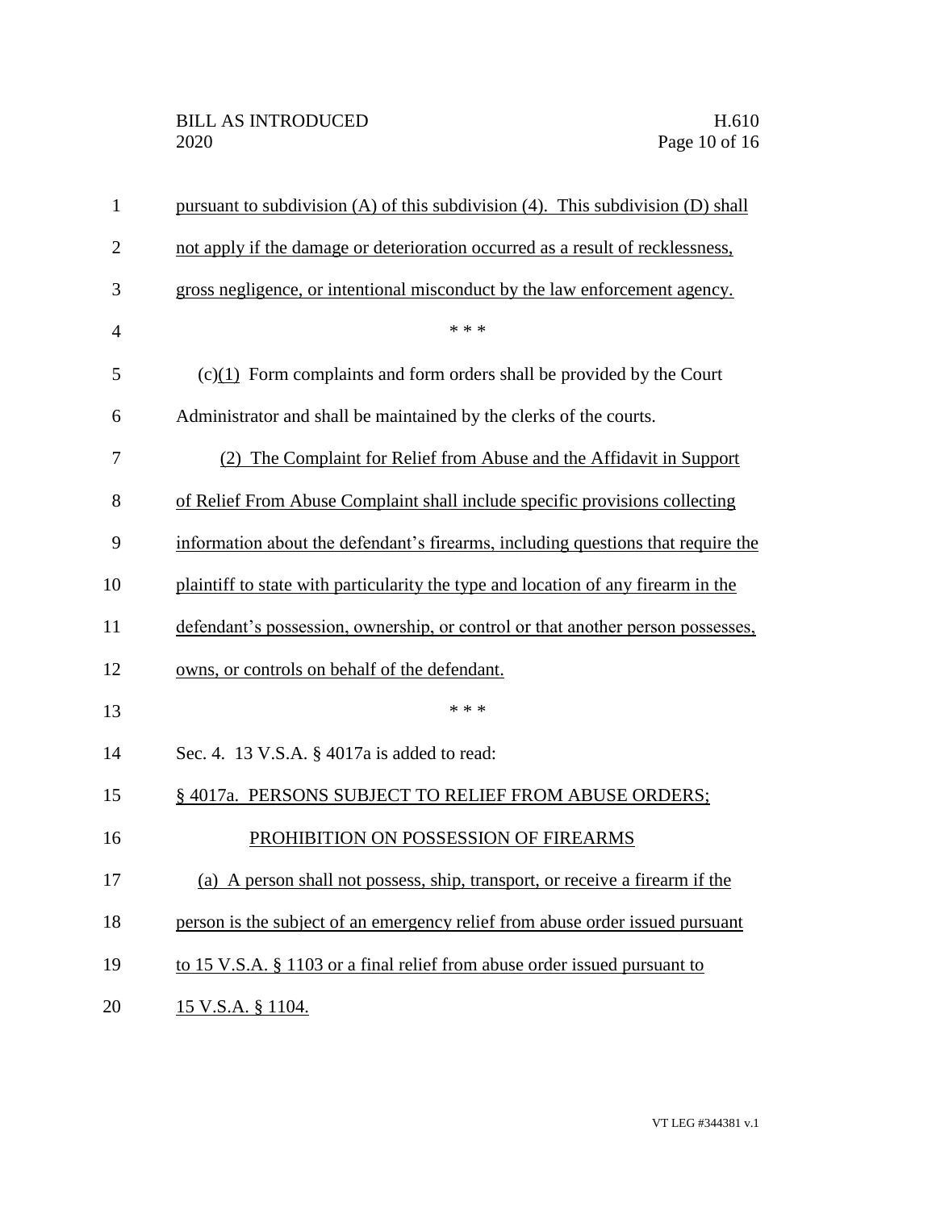pursuant to subdivision (A) of this subdivision (4). This subdivision (D) shall not apply if the damage or deterioration occurred as a result of recklessness, gross negligence, or intentional misconduct by the law enforcement agency.

\* \* \*

(c)(1) Form complaints and form orders shall be provided by the Court Administrator and shall be maintained by the clerks of the courts.

(2) The Complaint for Relief from Abuse and the Affidavit in Support of Relief From Abuse Complaint shall include specific provisions collecting information about the defendant's firearms, including questions that require the plaintiff to state with particularity the type and location of any firearm in the defendant's possession, ownership, or control or that another person possesses, owns, or controls on behalf of the defendant.

\* \* \*

Sec. 4. 13 V.S.A. § 4017a is added to read:

§ 4017a. PERSONS SUBJECT TO RELIEF FROM ABUSE ORDERS; PROHIBITION ON POSSESSION OF FIREARMS

(a) A person shall not possess, ship, transport, or receive a firearm if the person is the subject of an emergency relief from abuse order issued pursuant to 15 V.S.A. § 1103 or a final relief from abuse order issued pursuant to 15 V.S.A. § 1104.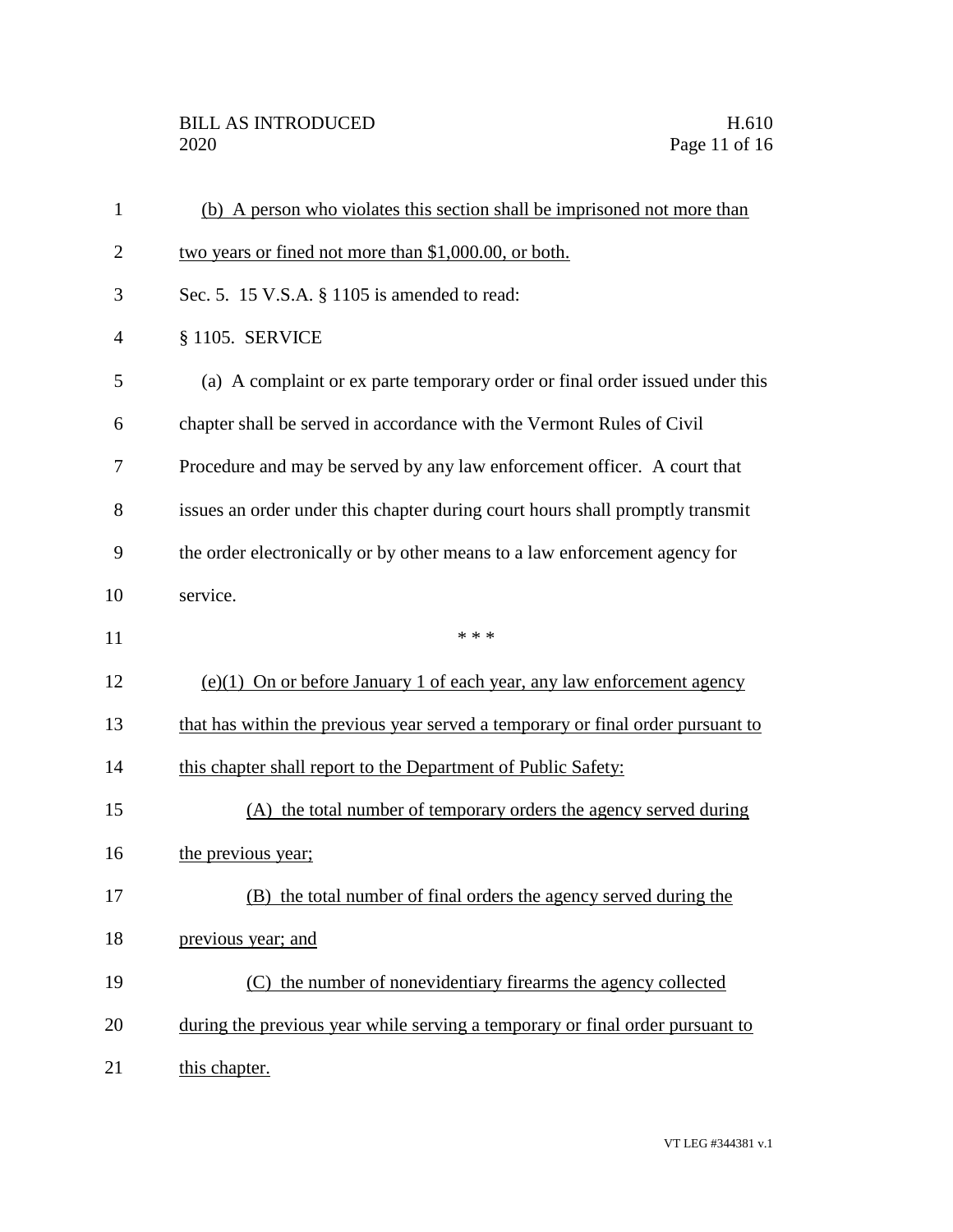(b) A person who violates this section shall be imprisoned not more than two years or fined not more than $1,000.00, or both.

Sec. 5. 15 V.S.A. § 1105 is amended to read:

§ 1105. SERVICE

(a) A complaint or ex parte temporary order or final order issued under this chapter shall be served in accordance with the Vermont Rules of Civil Procedure and may be served by any law enforcement officer. A court that issues an order under this chapter during court hours shall promptly transmit the order electronically or by other means to a law enforcement agency for service.

\* \* \*

(e)(1) On or before January 1 of each year, any law enforcement agency that has within the previous year served a temporary or final order pursuant to this chapter shall report to the Department of Public Safety:

(A) the total number of temporary orders the agency served during the previous year;

(B) the total number of final orders the agency served during the previous year; and

(C) the number of nonevidentiary firearms the agency collected during the previous year while serving a temporary or final order pursuant to this chapter.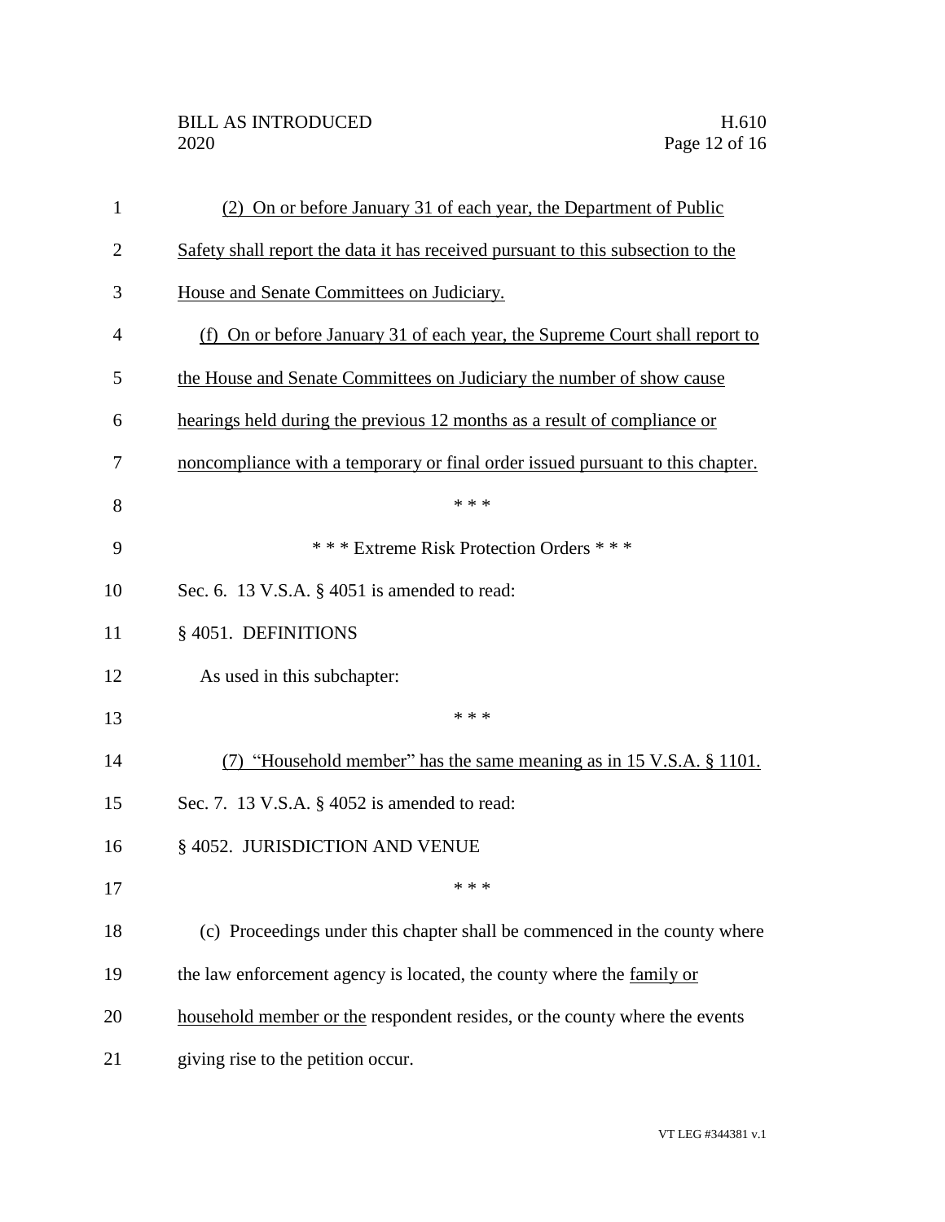(2) On or before January 31 of each year, the Department of Public Safety shall report the data it has received pursuant to this subsection to the House and Senate Committees on Judiciary.

(f) On or before January 31 of each year, the Supreme Court shall report to the House and Senate Committees on Judiciary the number of show cause hearings held during the previous 12 months as a result of compliance or noncompliance with a temporary or final order issued pursuant to this chapter.

\* \* \*

\* \* \* Extreme Risk Protection Orders \* \* \*

Sec. 6. 13 V.S.A. § 4051 is amended to read:

§ 4051. DEFINITIONS

As used in this subchapter:

\* \* \*

(7) "Household member" has the same meaning as in 15 V.S.A. § 1101.

Sec. 7. 13 V.S.A. § 4052 is amended to read:

§ 4052. JURISDICTION AND VENUE

\* \* \*

(c) Proceedings under this chapter shall be commenced in the county where the law enforcement agency is located, the county where the family or household member or the respondent resides, or the county where the events giving rise to the petition occur.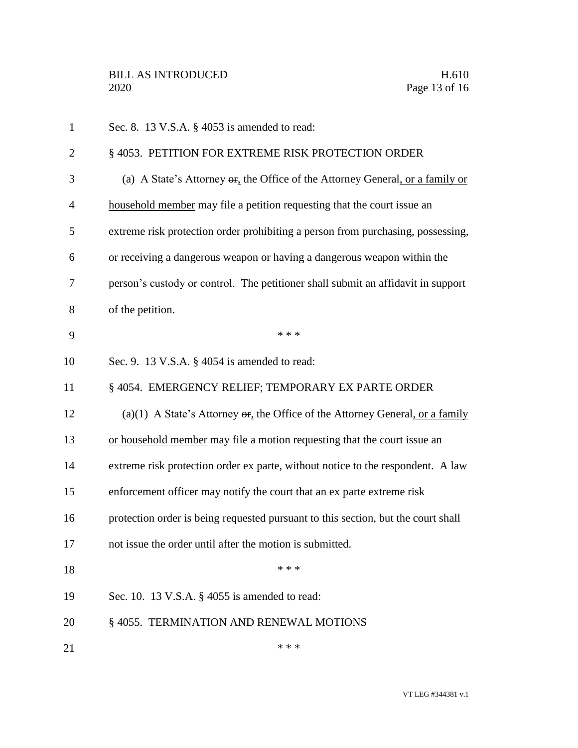Sec. 8. 13 V.S.A. § 4053 is amended to read:

§ 4053. PETITION FOR EXTREME RISK PROTECTION ORDER

(a) A State's Attorney ~~or~~, the Office of the Attorney General, or a family or household member may file a petition requesting that the court issue an extreme risk protection order prohibiting a person from purchasing, possessing, or receiving a dangerous weapon or having a dangerous weapon within the person's custody or control. The petitioner shall submit an affidavit in support of the petition.

\* \* \*

Sec. 9. 13 V.S.A. § 4054 is amended to read:

§ 4054. EMERGENCY RELIEF; TEMPORARY EX PARTE ORDER

(a)(1) A State's Attorney ~~or~~, the Office of the Attorney General, or a family or household member may file a motion requesting that the court issue an extreme risk protection order ex parte, without notice to the respondent. A law enforcement officer may notify the court that an ex parte extreme risk protection order is being requested pursuant to this section, but the court shall not issue the order until after the motion is submitted.

\* \* \*

Sec. 10. 13 V.S.A. § 4055 is amended to read:

§ 4055. TERMINATION AND RENEWAL MOTIONS

\* \* \*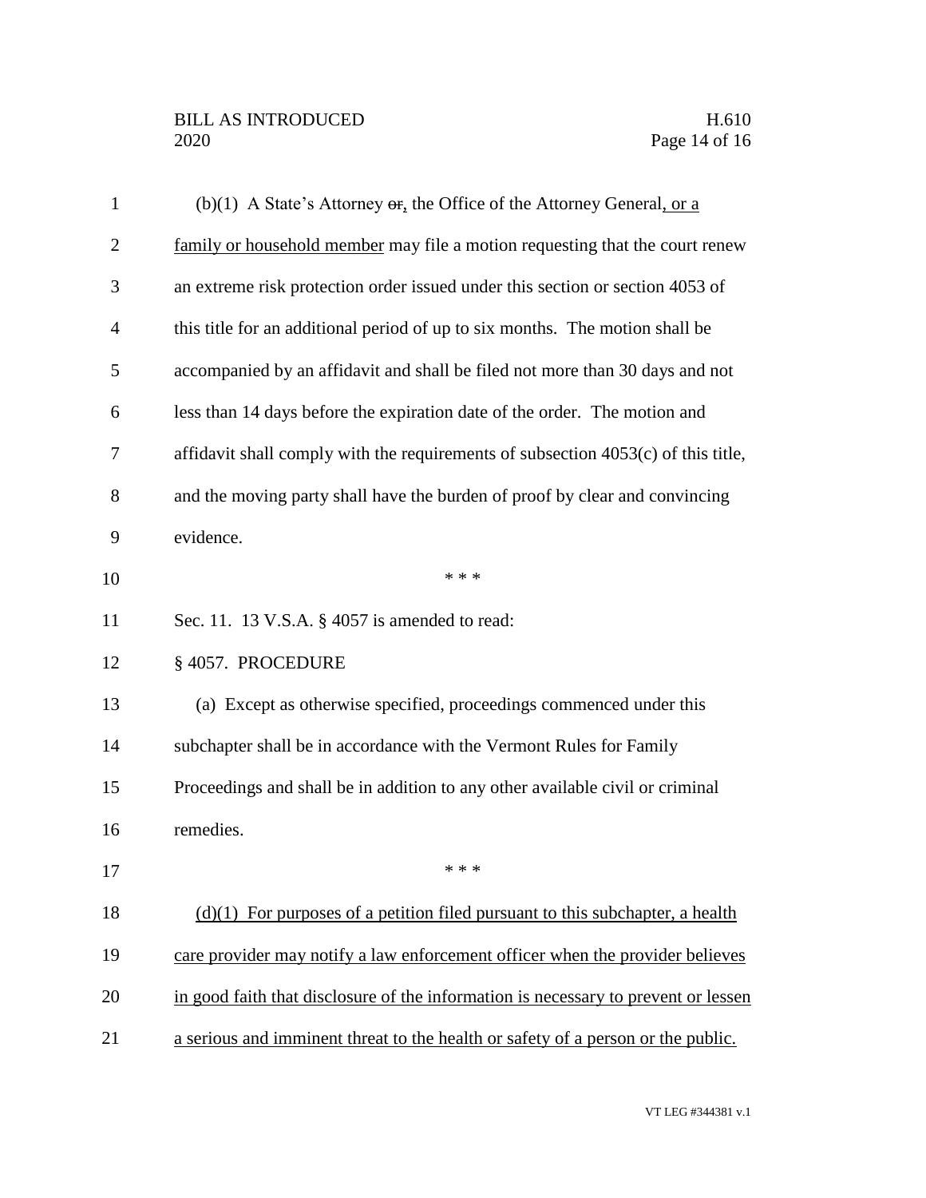(b)(1) A State's Attorney ~~or~~, the Office of the Attorney General, or a family or household member may file a motion requesting that the court renew an extreme risk protection order issued under this section or section 4053 of this title for an additional period of up to six months. The motion shall be accompanied by an affidavit and shall be filed not more than 30 days and not less than 14 days before the expiration date of the order. The motion and affidavit shall comply with the requirements of subsection 4053(c) of this title, and the moving party shall have the burden of proof by clear and convincing evidence.

\* \* \*

Sec. 11. 13 V.S.A. § 4057 is amended to read:

§ 4057. PROCEDURE

(a) Except as otherwise specified, proceedings commenced under this subchapter shall be in accordance with the Vermont Rules for Family Proceedings and shall be in addition to any other available civil or criminal remedies.

\* \* \*

(d)(1) For purposes of a petition filed pursuant to this subchapter, a health care provider may notify a law enforcement officer when the provider believes in good faith that disclosure of the information is necessary to prevent or lessen a serious and imminent threat to the health or safety of a person or the public.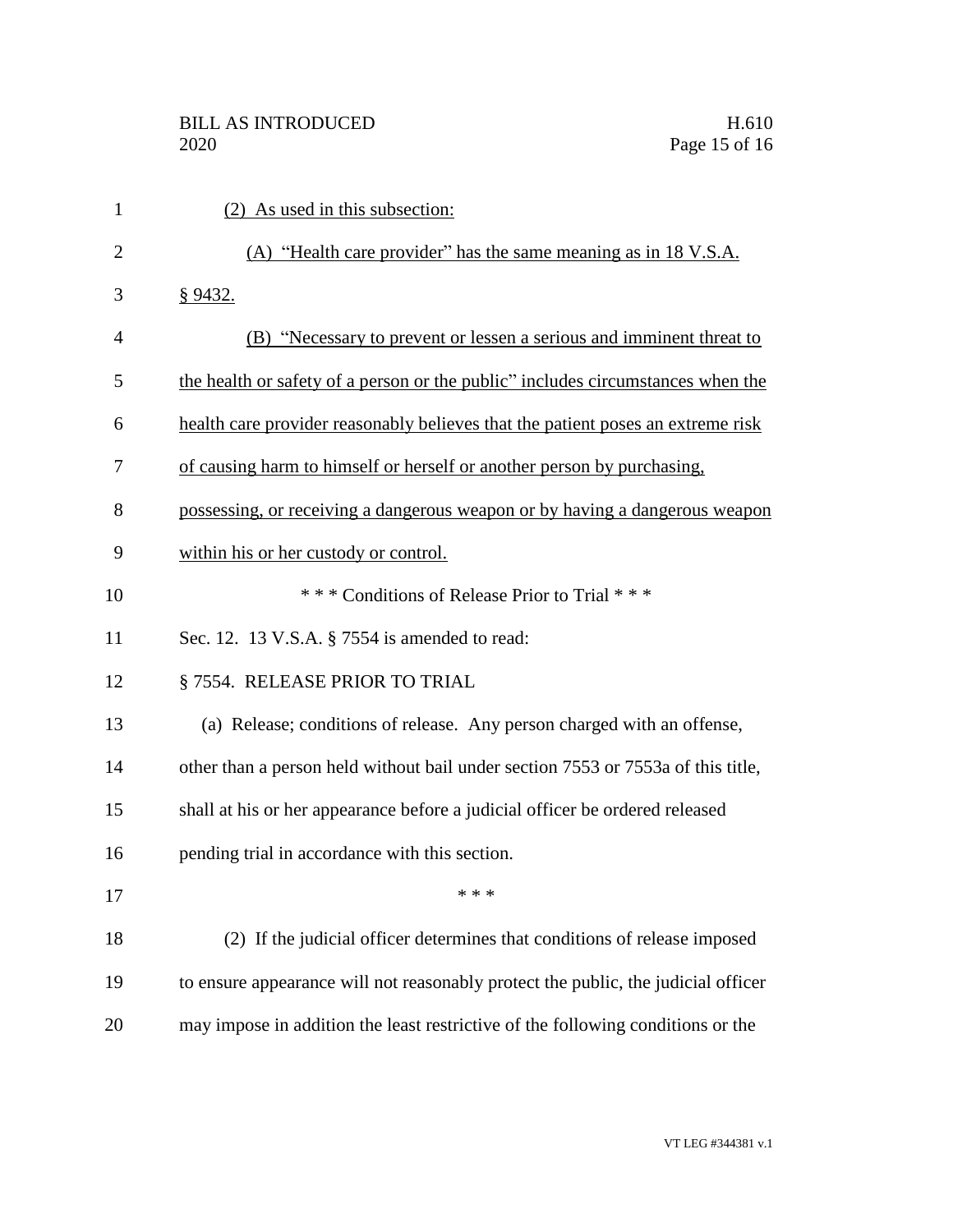(2) As used in this subsection:

(A) "Health care provider" has the same meaning as in 18 V.S.A. § 9432.

(B) "Necessary to prevent or lessen a serious and imminent threat to the health or safety of a person or the public" includes circumstances when the health care provider reasonably believes that the patient poses an extreme risk of causing harm to himself or herself or another person by purchasing, possessing, or receiving a dangerous weapon or by having a dangerous weapon within his or her custody or control.

\* \* \* Conditions of Release Prior to Trial \* \* \*

Sec. 12. 13 V.S.A. § 7554 is amended to read:

§ 7554. RELEASE PRIOR TO TRIAL

(a) Release; conditions of release. Any person charged with an offense, other than a person held without bail under section 7553 or 7553a of this title, shall at his or her appearance before a judicial officer be ordered released pending trial in accordance with this section.

\* \* \*

(2) If the judicial officer determines that conditions of release imposed to ensure appearance will not reasonably protect the public, the judicial officer may impose in addition the least restrictive of the following conditions or the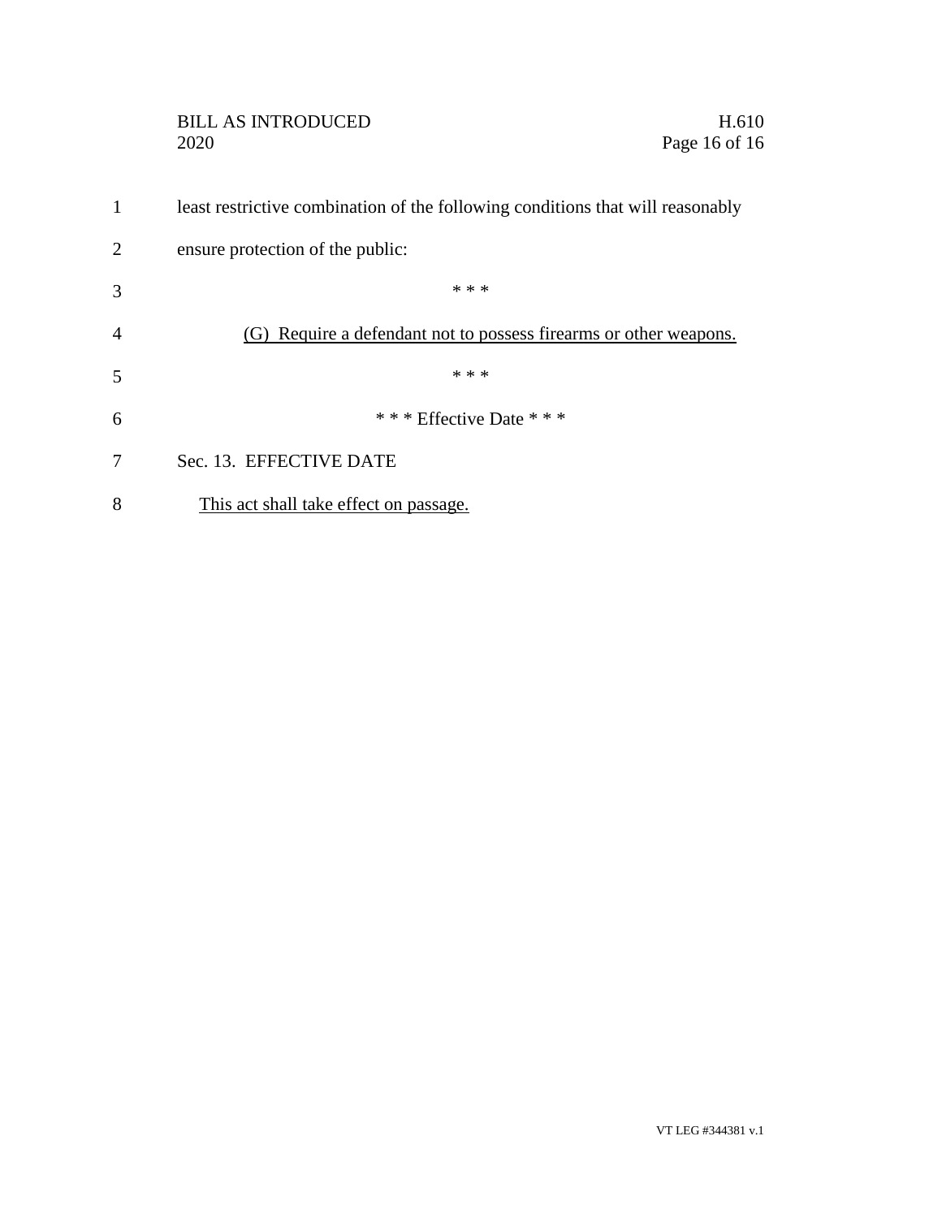least restrictive combination of the following conditions that will reasonably ensure protection of the public:

\* \* \*

<u>(G) Require a defendant not to possess firearms or other weapons.</u>

\* \* \*

\* \* \* Effective Date \* \* \*

Sec. 13. EFFECTIVE DATE

<u>This act shall take effect on passage.</u>